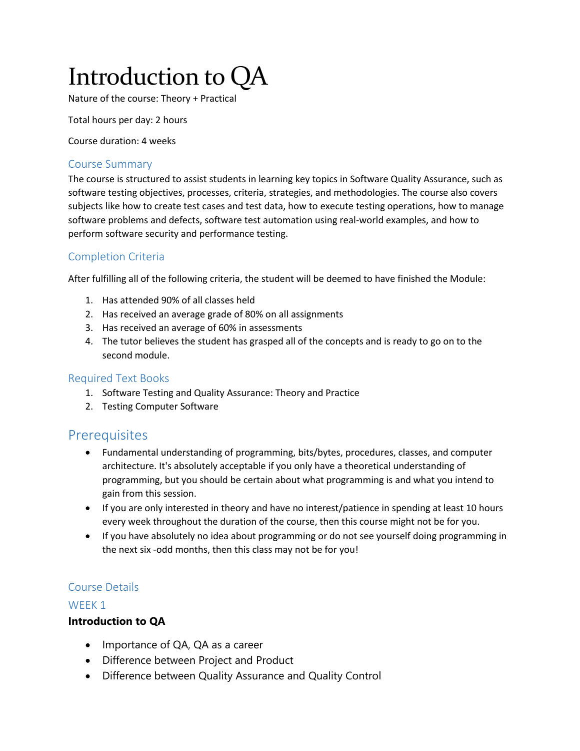# Introduction to QA

Nature of the course: Theory + Practical

Total hours per day: 2 hours

Course duration: 4 weeks

## Course Summary

The course is structured to assist students in learning key topics in Software Quality Assurance, such as software testing objectives, processes, criteria, strategies, and methodologies. The course also covers subjects like how to create test cases and test data, how to execute testing operations, how to manage software problems and defects, software test automation using real-world examples, and how to perform software security and performance testing.

## Completion Criteria

After fulfilling all of the following criteria, the student will be deemed to have finished the Module:

1. Has attended 90% of all classes held
2. Has received an average grade of 80% on all assignments
3. Has received an average of 60% in assessments
4. The tutor believes the student has grasped all of the concepts and is ready to go on to the second module.

## Required Text Books

1. Software Testing and Quality Assurance: Theory and Practice
2. Testing Computer Software

## Prerequisites

- Fundamental understanding of programming, bits/bytes, procedures, classes, and computer architecture. It's absolutely acceptable if you only have a theoretical understanding of programming, but you should be certain about what programming is and what you intend to gain from this session.
- If you are only interested in theory and have no interest/patience in spending at least 10 hours every week throughout the duration of the course, then this course might not be for you.
- If you have absolutely no idea about programming or do not see yourself doing programming in the next six -odd months, then this class may not be for you!

## Course Details

### WEEK 1

**Introduction to QA**

- Importance of QA, QA as a career
- Difference between Project and Product
- Difference between Quality Assurance and Quality Control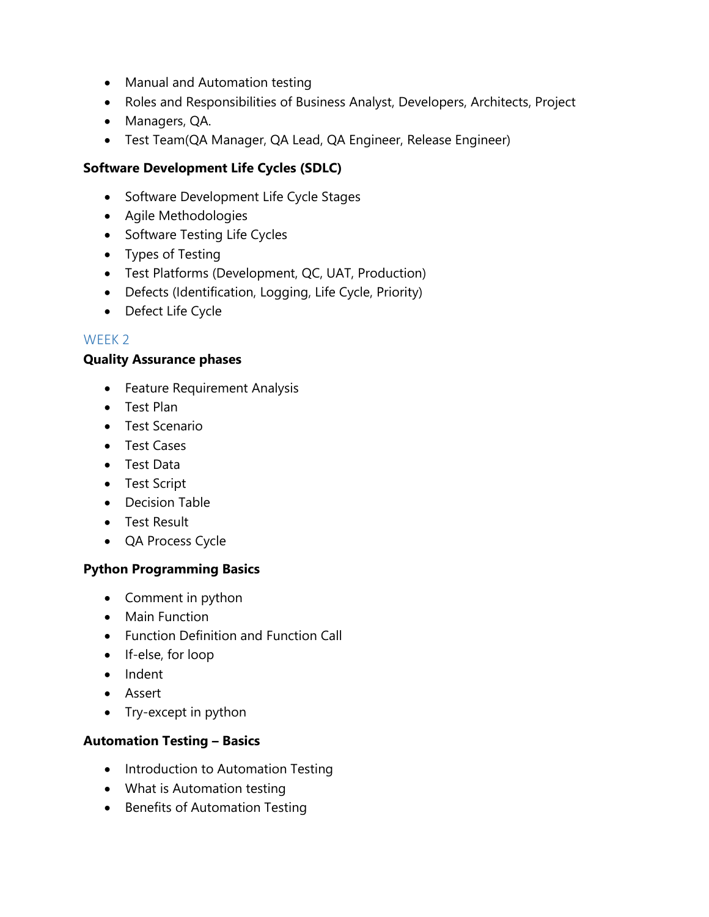- Manual and Automation testing
- Roles and Responsibilities of Business Analyst, Developers, Architects, Project
- Managers, QA.
- Test Team(QA Manager, QA Lead, QA Engineer, Release Engineer)

**Software Development Life Cycles (SDLC)**

- Software Development Life Cycle Stages
- Agile Methodologies
- Software Testing Life Cycles
- Types of Testing
- Test Platforms (Development, QC, UAT, Production)
- Defects (Identification, Logging, Life Cycle, Priority)
- Defect Life Cycle

## WEEK 2

**Quality Assurance phases**

- Feature Requirement Analysis
- Test Plan
- Test Scenario
- Test Cases
- Test Data
- Test Script
- Decision Table
- Test Result
- QA Process Cycle

**Python Programming Basics**

- Comment in python
- Main Function
- Function Definition and Function Call
- If-else, for loop
- Indent
- Assert
- Try-except in python

**Automation Testing – Basics**

- Introduction to Automation Testing
- What is Automation testing
- Benefits of Automation Testing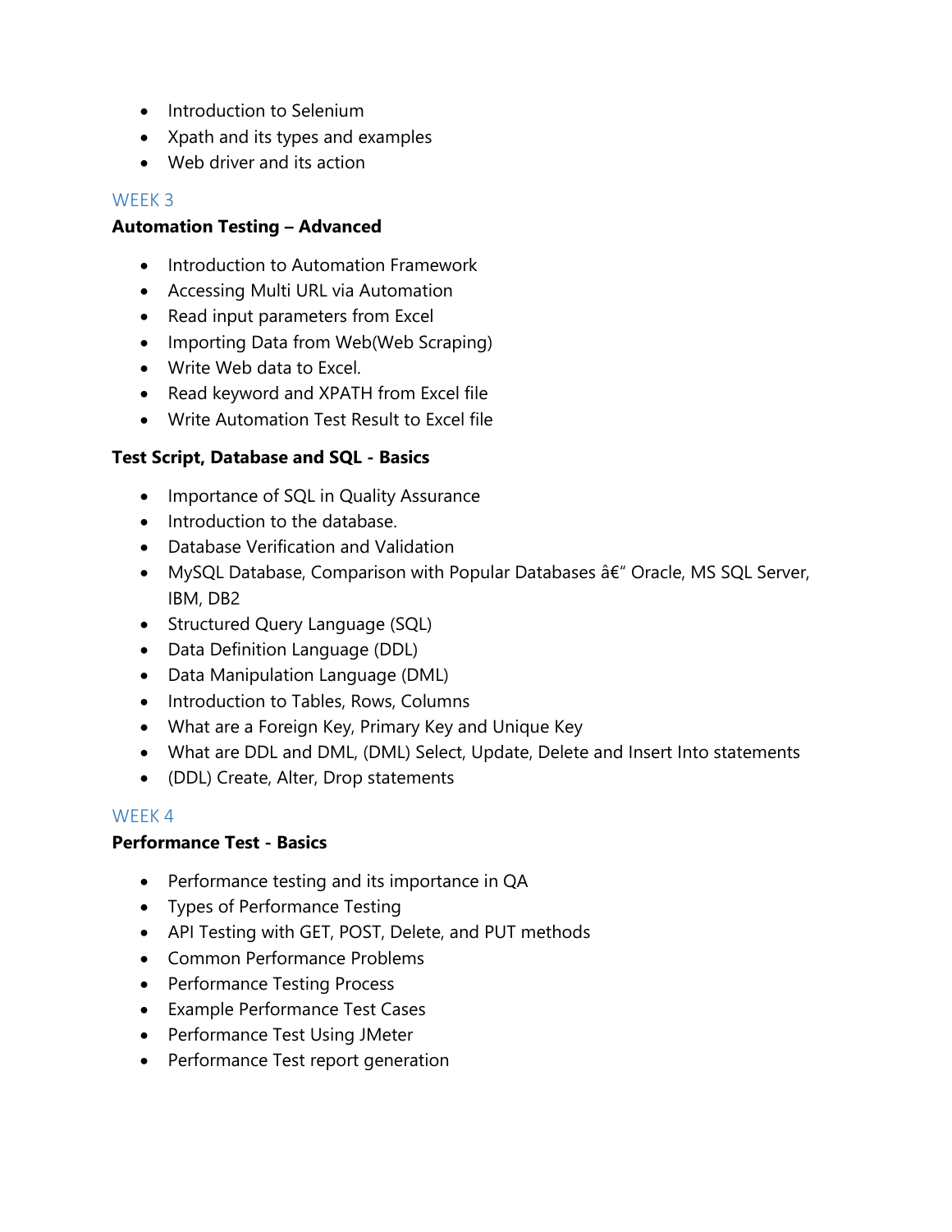- Introduction to Selenium
- Xpath and its types and examples
- Web driver and its action

## WEEK 3

### Automation Testing – Advanced

- Introduction to Automation Framework
- Accessing Multi URL via Automation
- Read input parameters from Excel
- Importing Data from Web(Web Scraping)
- Write Web data to Excel.
- Read keyword and XPATH from Excel file
- Write Automation Test Result to Excel file

### Test Script, Database and SQL - Basics

- Importance of SQL in Quality Assurance
- Introduction to the database.
- Database Verification and Validation
- MySQL Database, Comparison with Popular Databases â€" Oracle, MS SQL Server, IBM, DB2
- Structured Query Language (SQL)
- Data Definition Language (DDL)
- Data Manipulation Language (DML)
- Introduction to Tables, Rows, Columns
- What are a Foreign Key, Primary Key and Unique Key
- What are DDL and DML, (DML) Select, Update, Delete and Insert Into statements
- (DDL) Create, Alter, Drop statements

## WEEK 4

### Performance Test - Basics

- Performance testing and its importance in QA
- Types of Performance Testing
- API Testing with GET, POST, Delete, and PUT methods
- Common Performance Problems
- Performance Testing Process
- Example Performance Test Cases
- Performance Test Using JMeter
- Performance Test report generation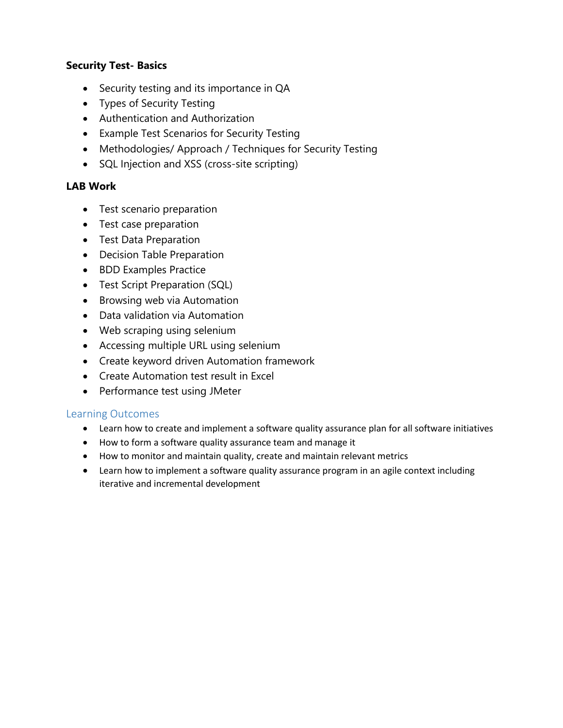**Security Test- Basics**

- Security testing and its importance in QA
- Types of Security Testing
- Authentication and Authorization
- Example Test Scenarios for Security Testing
- Methodologies/ Approach / Techniques for Security Testing
- SQL Injection and XSS (cross-site scripting)

**LAB Work**

- Test scenario preparation
- Test case preparation
- Test Data Preparation
- Decision Table Preparation
- BDD Examples Practice
- Test Script Preparation (SQL)
- Browsing web via Automation
- Data validation via Automation
- Web scraping using selenium
- Accessing multiple URL using selenium
- Create keyword driven Automation framework
- Create Automation test result in Excel
- Performance test using JMeter

## Learning Outcomes

- Learn how to create and implement a software quality assurance plan for all software initiatives
- How to form a software quality assurance team and manage it
- How to monitor and maintain quality, create and maintain relevant metrics
- Learn how to implement a software quality assurance program in an agile context including iterative and incremental development